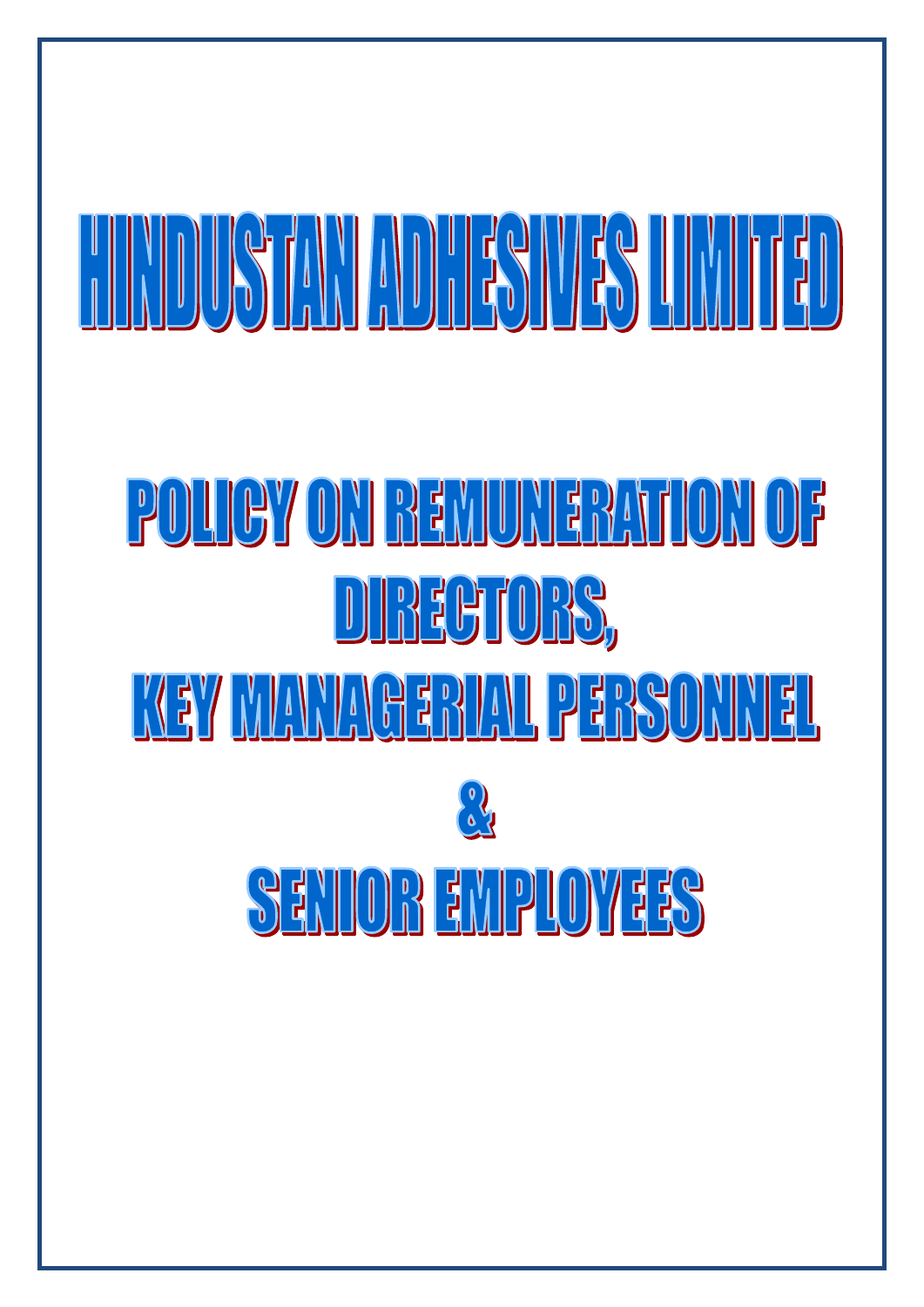# HINDUSTAN ADHESIVES LIMITED

## POLICY ON REMUNERATION OF DIRECTORS, KEY MANAGERIAL PERSONNEL & SENIOR EMPLOYEES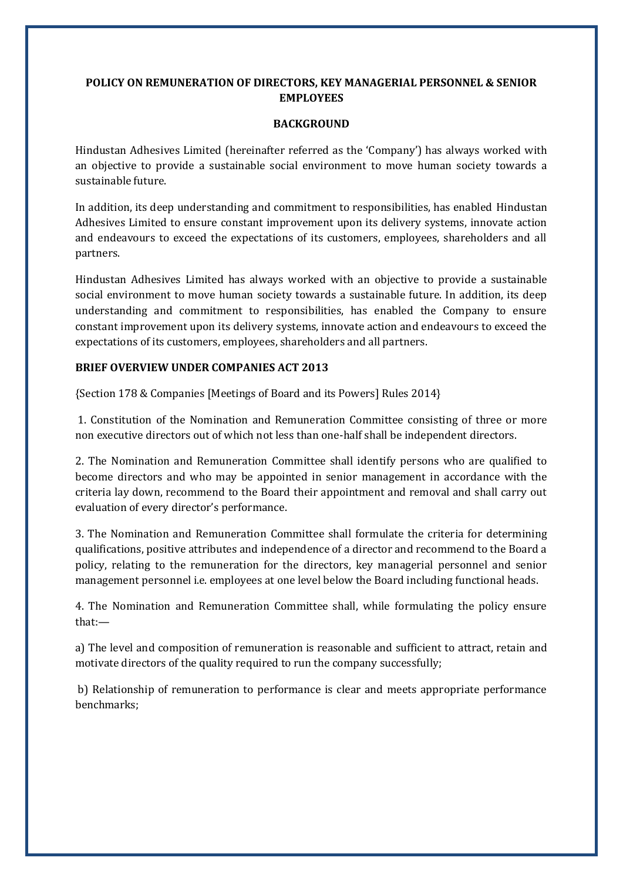**POLICY ON REMUNERATION OF DIRECTORS, KEY MANAGERIAL PERSONNEL & SENIOR EMPLOYEES**

**BACKGROUND**

Hindustan Adhesives Limited (hereinafter referred as the 'Company') has always worked with an objective to provide a sustainable social environment to move human society towards a sustainable future.

In addition, its deep understanding and commitment to responsibilities, has enabled Hindustan Adhesives Limited to ensure constant improvement upon its delivery systems, innovate action and endeavours to exceed the expectations of its customers, employees, shareholders and all partners.

Hindustan Adhesives Limited has always worked with an objective to provide a sustainable social environment to move human society towards a sustainable future. In addition, its deep understanding and commitment to responsibilities, has enabled the Company to ensure constant improvement upon its delivery systems, innovate action and endeavours to exceed the expectations of its customers, employees, shareholders and all partners.

**BRIEF OVERVIEW UNDER COMPANIES ACT 2013**

{Section 178 & Companies [Meetings of Board and its Powers] Rules 2014}

1. Constitution of the Nomination and Remuneration Committee consisting of three or more non executive directors out of which not less than one-half shall be independent directors.

2. The Nomination and Remuneration Committee shall identify persons who are qualified to become directors and who may be appointed in senior management in accordance with the criteria lay down, recommend to the Board their appointment and removal and shall carry out evaluation of every director's performance.

3. The Nomination and Remuneration Committee shall formulate the criteria for determining qualifications, positive attributes and independence of a director and recommend to the Board a policy, relating to the remuneration for the directors, key managerial personnel and senior management personnel i.e. employees at one level below the Board including functional heads.

4. The Nomination and Remuneration Committee shall, while formulating the policy ensure that:—

a) The level and composition of remuneration is reasonable and sufficient to attract, retain and motivate directors of the quality required to run the company successfully;

b) Relationship of remuneration to performance is clear and meets appropriate performance benchmarks;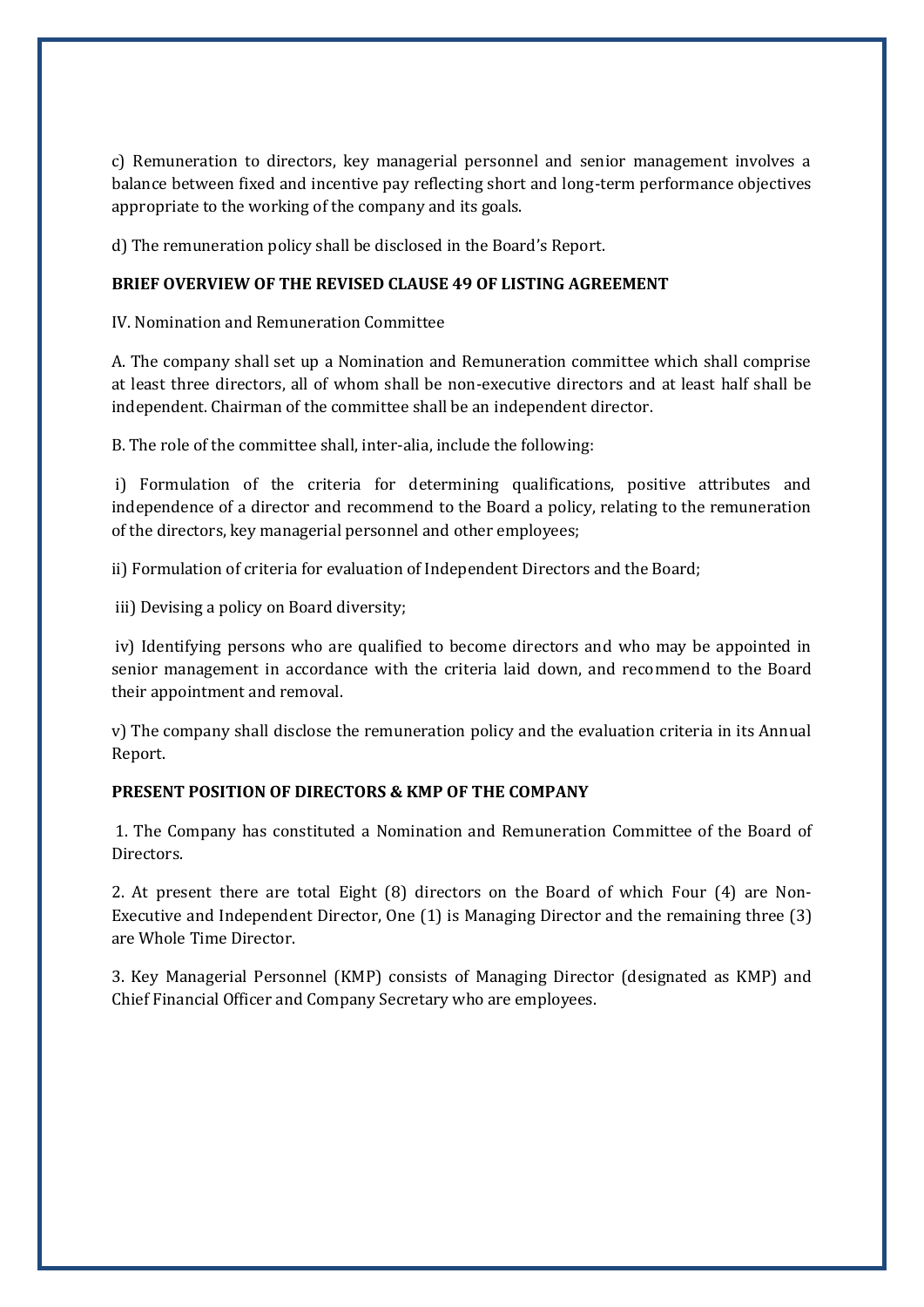c) Remuneration to directors, key managerial personnel and senior management involves a balance between fixed and incentive pay reflecting short and long-term performance objectives appropriate to the working of the company and its goals.

d) The remuneration policy shall be disclosed in the Board's Report.

**BRIEF OVERVIEW OF THE REVISED CLAUSE 49 OF LISTING AGREEMENT**

IV. Nomination and Remuneration Committee

A. The company shall set up a Nomination and Remuneration committee which shall comprise at least three directors, all of whom shall be non-executive directors and at least half shall be independent. Chairman of the committee shall be an independent director.

B. The role of the committee shall, inter-alia, include the following:

i) Formulation of the criteria for determining qualifications, positive attributes and independence of a director and recommend to the Board a policy, relating to the remuneration of the directors, key managerial personnel and other employees;

ii) Formulation of criteria for evaluation of Independent Directors and the Board;

iii) Devising a policy on Board diversity;

iv) Identifying persons who are qualified to become directors and who may be appointed in senior management in accordance with the criteria laid down, and recommend to the Board their appointment and removal.

v) The company shall disclose the remuneration policy and the evaluation criteria in its Annual Report.

**PRESENT POSITION OF DIRECTORS & KMP OF THE COMPANY**

1. The Company has constituted a Nomination and Remuneration Committee of the Board of Directors.

2. At present there are total Eight (8) directors on the Board of which Four (4) are Non-Executive and Independent Director, One (1) is Managing Director and the remaining three (3) are Whole Time Director.

3. Key Managerial Personnel (KMP) consists of Managing Director (designated as KMP) and Chief Financial Officer and Company Secretary who are employees.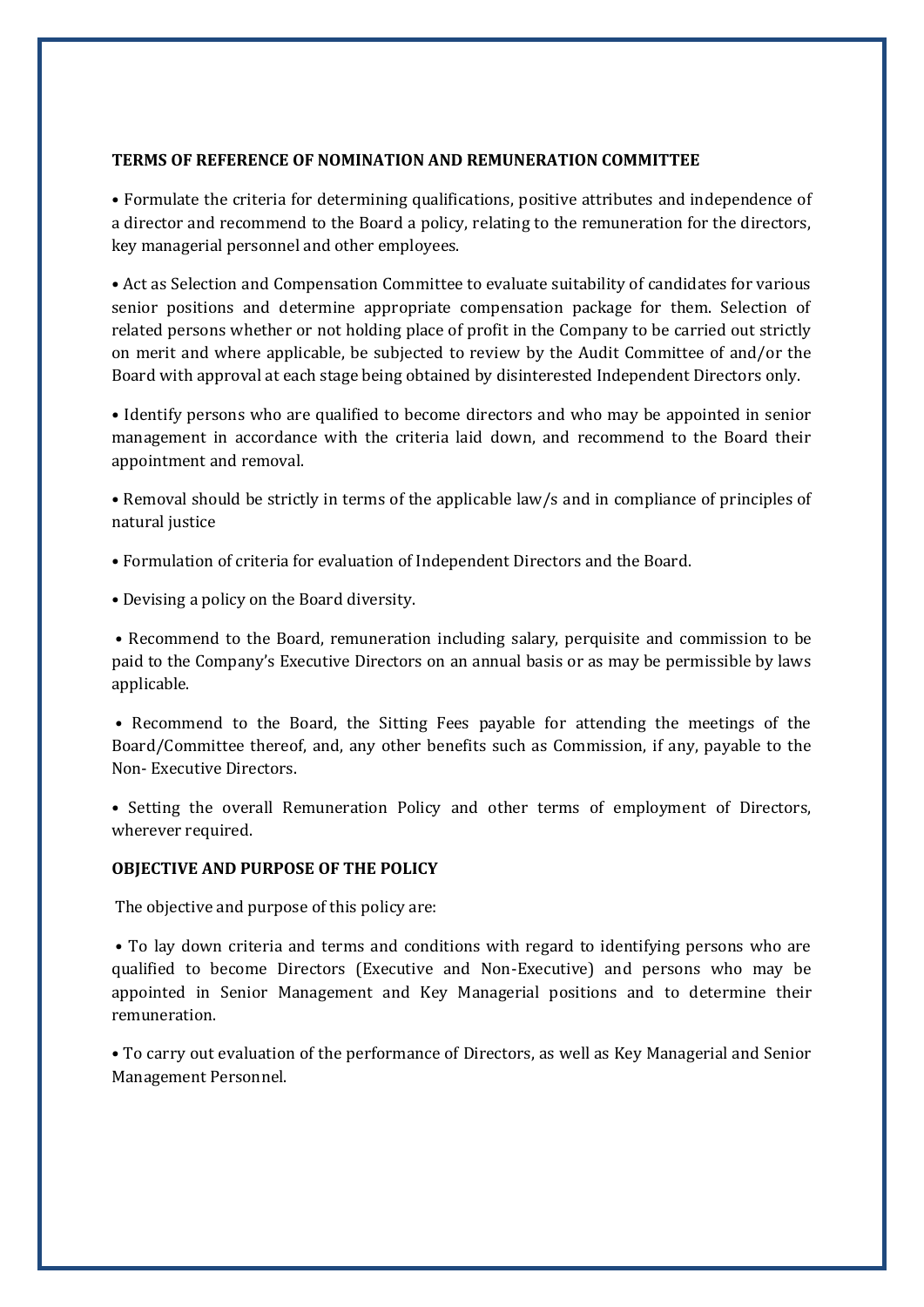## TERMS OF REFERENCE OF NOMINATION AND REMUNERATION COMMITTEE

- Formulate the criteria for determining qualifications, positive attributes and independence of a director and recommend to the Board a policy, relating to the remuneration for the directors, key managerial personnel and other employees.

- Act as Selection and Compensation Committee to evaluate suitability of candidates for various senior positions and determine appropriate compensation package for them. Selection of related persons whether or not holding place of profit in the Company to be carried out strictly on merit and where applicable, be subjected to review by the Audit Committee of and/or the Board with approval at each stage being obtained by disinterested Independent Directors only.

- Identify persons who are qualified to become directors and who may be appointed in senior management in accordance with the criteria laid down, and recommend to the Board their appointment and removal.

- Removal should be strictly in terms of the applicable law/s and in compliance of principles of natural justice

- Formulation of criteria for evaluation of Independent Directors and the Board.

- Devising a policy on the Board diversity.

- Recommend to the Board, remuneration including salary, perquisite and commission to be paid to the Company's Executive Directors on an annual basis or as may be permissible by laws applicable.

- Recommend to the Board, the Sitting Fees payable for attending the meetings of the Board/Committee thereof, and, any other benefits such as Commission, if any, payable to the Non- Executive Directors.

- Setting the overall Remuneration Policy and other terms of employment of Directors, wherever required.

## OBJECTIVE AND PURPOSE OF THE POLICY

The objective and purpose of this policy are:

- To lay down criteria and terms and conditions with regard to identifying persons who are qualified to become Directors (Executive and Non-Executive) and persons who may be appointed in Senior Management and Key Managerial positions and to determine their remuneration.

- To carry out evaluation of the performance of Directors, as well as Key Managerial and Senior Management Personnel.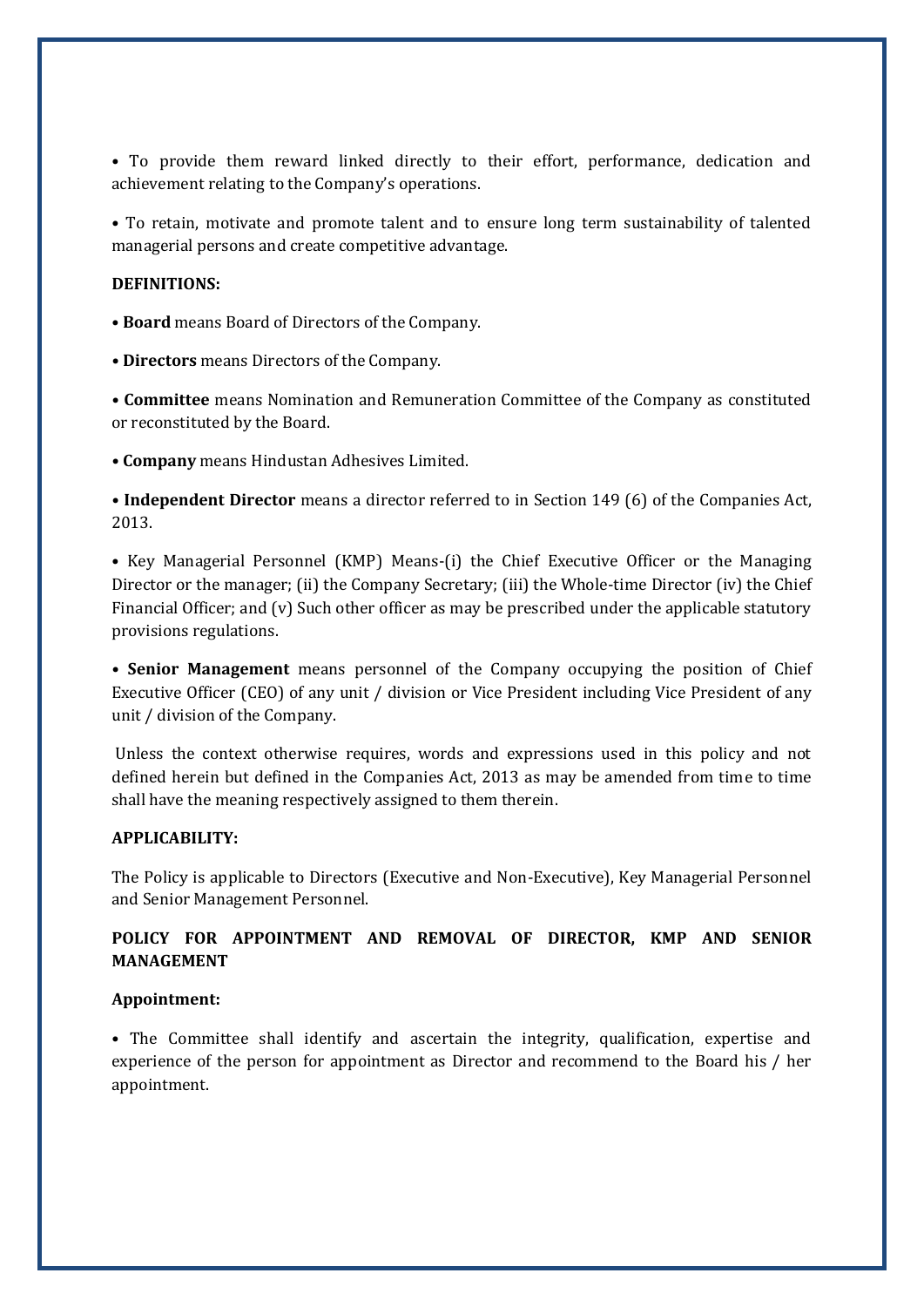- To provide them reward linked directly to their effort, performance, dedication and achievement relating to the Company's operations.

- To retain, motivate and promote talent and to ensure long term sustainability of talented managerial persons and create competitive advantage.

**DEFINITIONS:**

- **Board** means Board of Directors of the Company.

- **Directors** means Directors of the Company.

- **Committee** means Nomination and Remuneration Committee of the Company as constituted or reconstituted by the Board.

- **Company** means Hindustan Adhesives Limited.

- **Independent Director** means a director referred to in Section 149 (6) of the Companies Act, 2013.

- Key Managerial Personnel (KMP) Means-(i) the Chief Executive Officer or the Managing Director or the manager; (ii) the Company Secretary; (iii) the Whole-time Director (iv) the Chief Financial Officer; and (v) Such other officer as may be prescribed under the applicable statutory provisions regulations.

- **Senior Management** means personnel of the Company occupying the position of Chief Executive Officer (CEO) of any unit / division or Vice President including Vice President of any unit / division of the Company.

Unless the context otherwise requires, words and expressions used in this policy and not defined herein but defined in the Companies Act, 2013 as may be amended from time to time shall have the meaning respectively assigned to them therein.

**APPLICABILITY:**

The Policy is applicable to Directors (Executive and Non-Executive), Key Managerial Personnel and Senior Management Personnel.

**POLICY FOR APPOINTMENT AND REMOVAL OF DIRECTOR, KMP AND SENIOR MANAGEMENT**

**Appointment:**

- The Committee shall identify and ascertain the integrity, qualification, expertise and experience of the person for appointment as Director and recommend to the Board his / her appointment.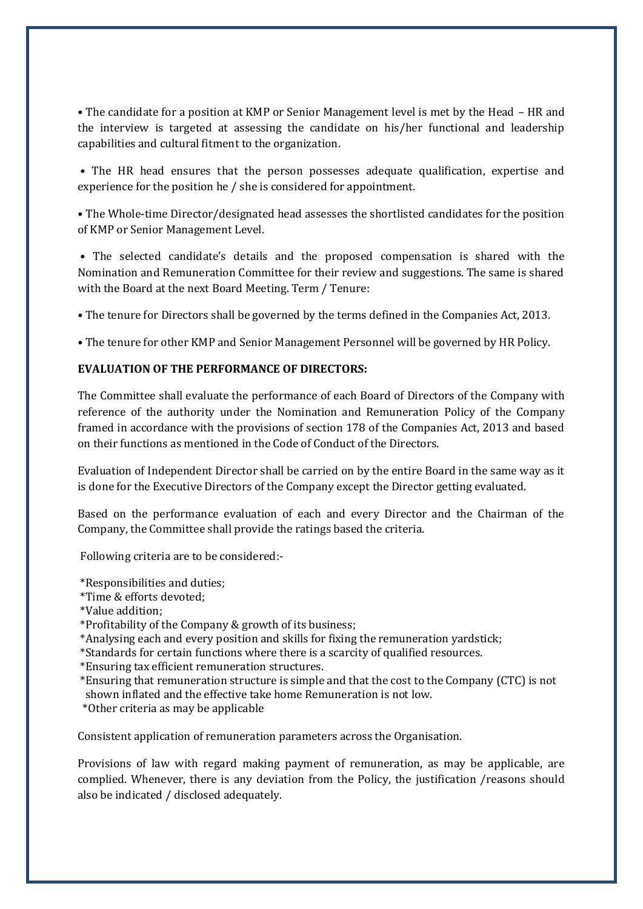• The candidate for a position at KMP or Senior Management level is met by the Head – HR and the interview is targeted at assessing the candidate on his/her functional and leadership capabilities and cultural fitment to the organization.

• The HR head ensures that the person possesses adequate qualification, expertise and experience for the position he / she is considered for appointment.

• The Whole-time Director/designated head assesses the shortlisted candidates for the position of KMP or Senior Management Level.

• The selected candidate's details and the proposed compensation is shared with the Nomination and Remuneration Committee for their review and suggestions. The same is shared with the Board at the next Board Meeting. Term / Tenure:

• The tenure for Directors shall be governed by the terms defined in the Companies Act, 2013.

• The tenure for other KMP and Senior Management Personnel will be governed by HR Policy.

**EVALUATION OF THE PERFORMANCE OF DIRECTORS:**

The Committee shall evaluate the performance of each Board of Directors of the Company with reference of the authority under the Nomination and Remuneration Policy of the Company framed in accordance with the provisions of section 178 of the Companies Act, 2013 and based on their functions as mentioned in the Code of Conduct of the Directors.

Evaluation of Independent Director shall be carried on by the entire Board in the same way as it is done for the Executive Directors of the Company except the Director getting evaluated.

Based on the performance evaluation of each and every Director and the Chairman of the Company, the Committee shall provide the ratings based the criteria.

Following criteria are to be considered:-

*Responsibilities and duties;
*Time & efforts devoted;
*Value addition;
*Profitability of the Company & growth of its business;
*Analysing each and every position and skills for fixing the remuneration yardstick;
*Standards for certain functions where there is a scarcity of qualified resources.
*Ensuring tax efficient remuneration structures.
*Ensuring that remuneration structure is simple and that the cost to the Company (CTC) is not shown inflated and the effective take home Remuneration is not low.
*Other criteria as may be applicable

Consistent application of remuneration parameters across the Organisation.

Provisions of law with regard making payment of remuneration, as may be applicable, are complied. Whenever, there is any deviation from the Policy, the justification /reasons should also be indicated / disclosed adequately.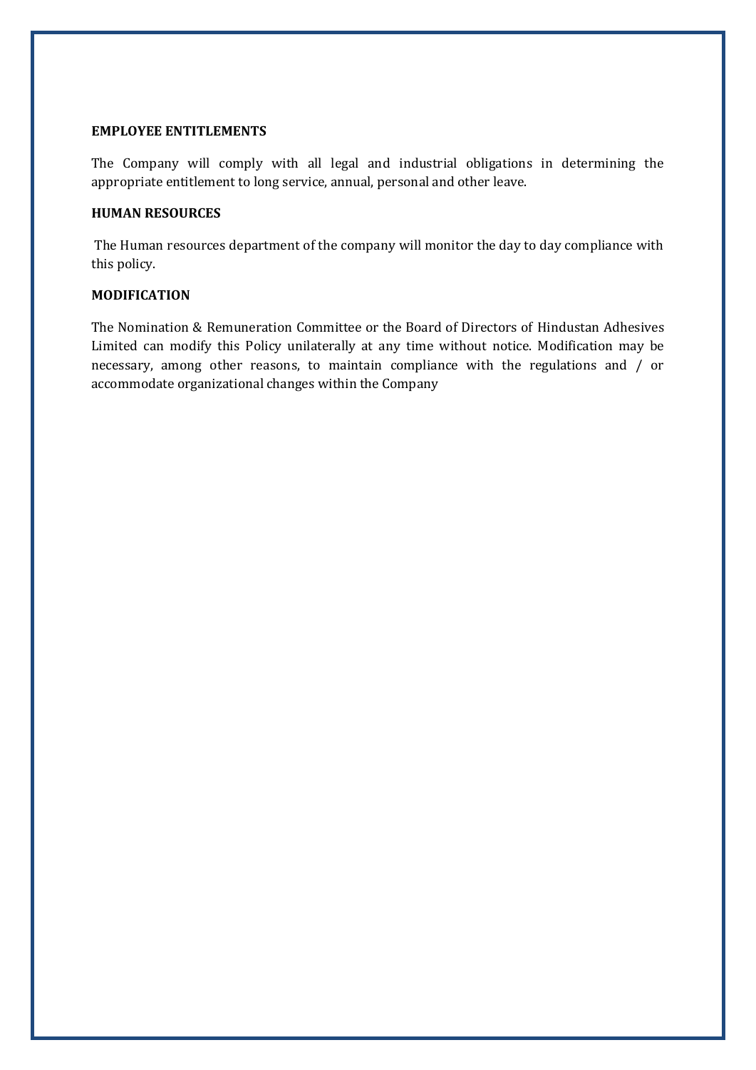**EMPLOYEE ENTITLEMENTS**

The Company will comply with all legal and industrial obligations in determining the appropriate entitlement to long service, annual, personal and other leave.

**HUMAN RESOURCES**

The Human resources department of the company will monitor the day to day compliance with this policy.

**MODIFICATION**

The Nomination & Remuneration Committee or the Board of Directors of Hindustan Adhesives Limited can modify this Policy unilaterally at any time without notice. Modification may be necessary, among other reasons, to maintain compliance with the regulations and / or accommodate organizational changes within the Company